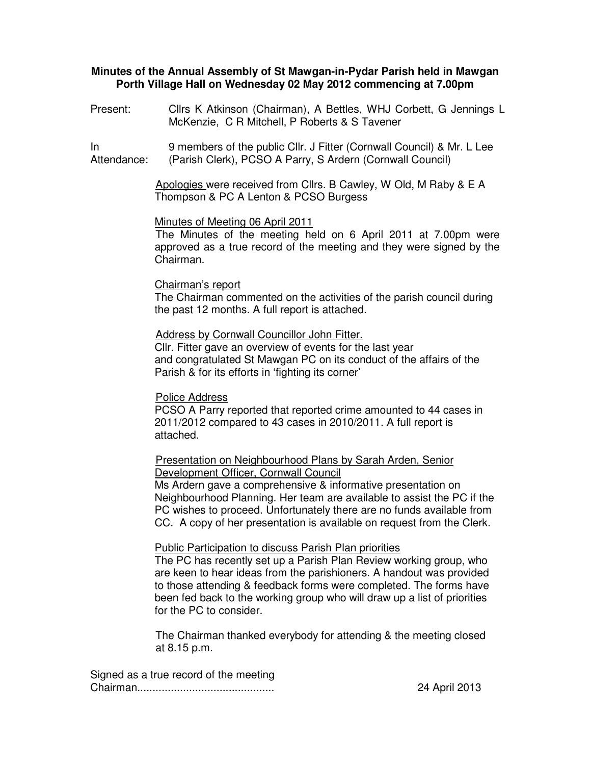**Minutes of the Annual Assembly of St Mawgan-in-Pydar Parish held in Mawgan Porth Village Hall on Wednesday 02 May 2012 commencing at 7.00pm**

Present: Cllrs K Atkinson (Chairman), A Bettles, WHJ Corbett, G Jennings L McKenzie, C R Mitchell, P Roberts & S Tavener

In Attendance: 9 members of the public Cllr. J Fitter (Cornwall Council) & Mr. L Lee (Parish Clerk), PCSO A Parry, S Ardern (Cornwall Council)

<u>Apologies</u> were received from Cllrs. B Cawley, W Old, M Raby & E A Thompson & PC A Lenton & PCSO Burgess

<u>Minutes of Meeting 06 April 2011</u>
The Minutes of the meeting held on 6 April 2011 at 7.00pm were approved as a true record of the meeting and they were signed by the Chairman.

<u>Chairman's report</u>
The Chairman commented on the activities of the parish council during the past 12 months. A full report is attached.

<u>Address by Cornwall Councillor John Fitter.</u>
Cllr. Fitter gave an overview of events for the last year and congratulated St Mawgan PC on its conduct of the affairs of the Parish & for its efforts in 'fighting its corner'

<u>Police Address</u>
PCSO A Parry reported that reported crime amounted to 44 cases in 2011/2012 compared to 43 cases in 2010/2011. A full report is attached.

<u>Presentation on Neighbourhood Plans by Sarah Arden, Senior Development Officer, Cornwall Council</u>
Ms Ardern gave a comprehensive & informative presentation on Neighbourhood Planning. Her team are available to assist the PC if the PC wishes to proceed. Unfortunately there are no funds available from CC. A copy of her presentation is available on request from the Clerk.

<u>Public Participation to discuss Parish Plan priorities</u>
The PC has recently set up a Parish Plan Review working group, who are keen to hear ideas from the parishioners. A handout was provided to those attending & feedback forms were completed. The forms have been fed back to the working group who will draw up a list of priorities for the PC to consider.

The Chairman thanked everybody for attending & the meeting closed at 8.15 p.m.

Signed as a true record of the meeting
Chairman............................................ 24 April 2013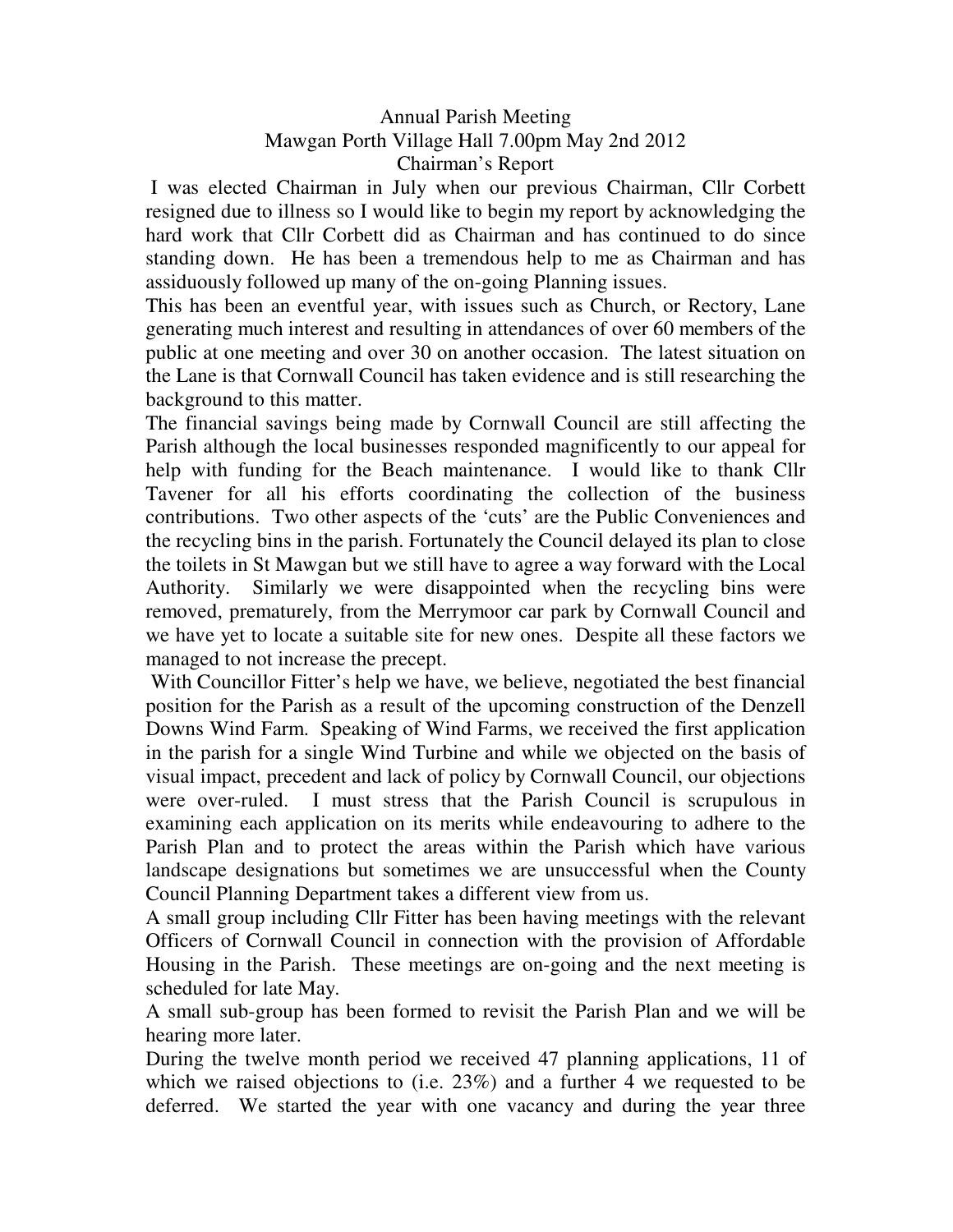Annual Parish Meeting

Mawgan Porth Village Hall 7.00pm May 2nd 2012

Chairman's Report

I was elected Chairman in July when our previous Chairman, Cllr Corbett resigned due to illness so I would like to begin my report by acknowledging the hard work that Cllr Corbett did as Chairman and has continued to do since standing down. He has been a tremendous help to me as Chairman and has assiduously followed up many of the on-going Planning issues.

This has been an eventful year, with issues such as Church, or Rectory, Lane generating much interest and resulting in attendances of over 60 members of the public at one meeting and over 30 on another occasion. The latest situation on the Lane is that Cornwall Council has taken evidence and is still researching the background to this matter.

The financial savings being made by Cornwall Council are still affecting the Parish although the local businesses responded magnificently to our appeal for help with funding for the Beach maintenance. I would like to thank Cllr Tavener for all his efforts coordinating the collection of the business contributions. Two other aspects of the 'cuts' are the Public Conveniences and the recycling bins in the parish. Fortunately the Council delayed its plan to close the toilets in St Mawgan but we still have to agree a way forward with the Local Authority. Similarly we were disappointed when the recycling bins were removed, prematurely, from the Merrymoor car park by Cornwall Council and we have yet to locate a suitable site for new ones. Despite all these factors we managed to not increase the precept.

With Councillor Fitter's help we have, we believe, negotiated the best financial position for the Parish as a result of the upcoming construction of the Denzell Downs Wind Farm. Speaking of Wind Farms, we received the first application in the parish for a single Wind Turbine and while we objected on the basis of visual impact, precedent and lack of policy by Cornwall Council, our objections were over-ruled. I must stress that the Parish Council is scrupulous in examining each application on its merits while endeavouring to adhere to the Parish Plan and to protect the areas within the Parish which have various landscape designations but sometimes we are unsuccessful when the County Council Planning Department takes a different view from us.

A small group including Cllr Fitter has been having meetings with the relevant Officers of Cornwall Council in connection with the provision of Affordable Housing in the Parish. These meetings are on-going and the next meeting is scheduled for late May.

A small sub-group has been formed to revisit the Parish Plan and we will be hearing more later.

During the twelve month period we received 47 planning applications, 11 of which we raised objections to (i.e. 23%) and a further 4 we requested to be deferred. We started the year with one vacancy and during the year three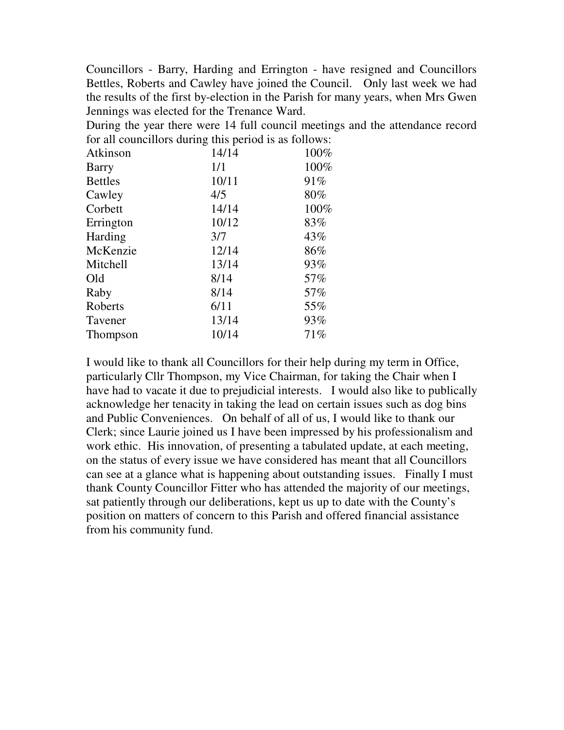Councillors - Barry, Harding and Errington - have resigned and Councillors Bettles, Roberts and Cawley have joined the Council. Only last week we had the results of the first by-election in the Parish for many years, when Mrs Gwen Jennings was elected for the Trenance Ward.

During the year there were 14 full council meetings and the attendance record for all councillors during this period is as follows:

| | | |
|---|---|---|
| Atkinson | 14/14 | 100% |
| Barry | 1/1 | 100% |
| Bettles | 10/11 | 91% |
| Cawley | 4/5 | 80% |
| Corbett | 14/14 | 100% |
| Errington | 10/12 | 83% |
| Harding | 3/7 | 43% |
| McKenzie | 12/14 | 86% |
| Mitchell | 13/14 | 93% |
| Old | 8/14 | 57% |
| Raby | 8/14 | 57% |
| Roberts | 6/11 | 55% |
| Tavener | 13/14 | 93% |
| Thompson | 10/14 | 71% |

I would like to thank all Councillors for their help during my term in Office, particularly Cllr Thompson, my Vice Chairman, for taking the Chair when I have had to vacate it due to prejudicial interests. I would also like to publically acknowledge her tenacity in taking the lead on certain issues such as dog bins and Public Conveniences. On behalf of all of us, I would like to thank our Clerk; since Laurie joined us I have been impressed by his professionalism and work ethic. His innovation, of presenting a tabulated update, at each meeting, on the status of every issue we have considered has meant that all Councillors can see at a glance what is happening about outstanding issues. Finally I must thank County Councillor Fitter who has attended the majority of our meetings, sat patiently through our deliberations, kept us up to date with the County's position on matters of concern to this Parish and offered financial assistance from his community fund.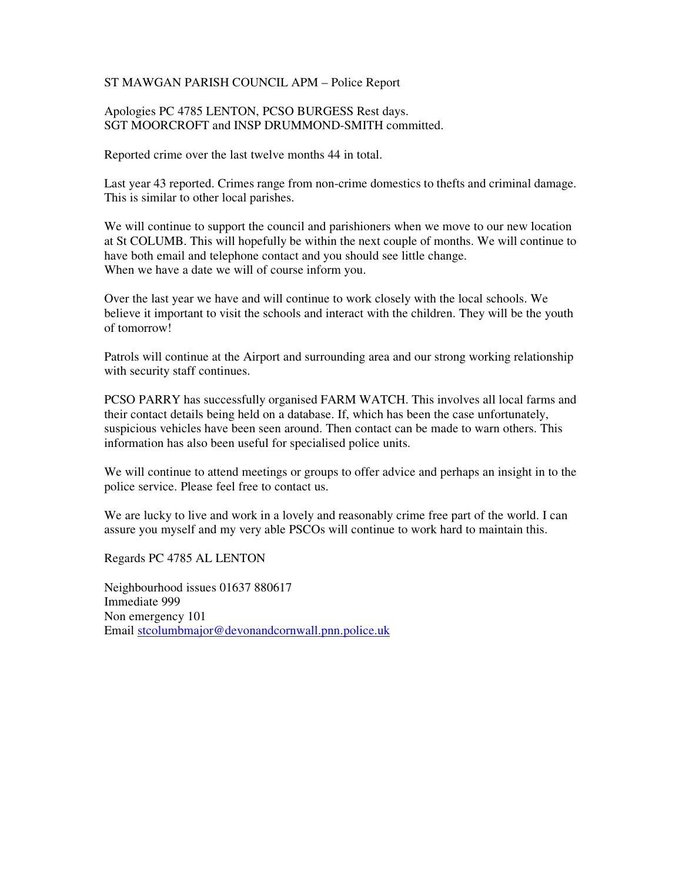ST MAWGAN PARISH COUNCIL APM – Police Report

Apologies PC 4785 LENTON, PCSO BURGESS Rest days.
SGT MOORCROFT and INSP DRUMMOND-SMITH committed.

Reported crime over the last twelve months 44 in total.

Last year 43 reported. Crimes range from non-crime domestics to thefts and criminal damage. This is similar to other local parishes.

We will continue to support the council and parishioners when we move to our new location at St COLUMB. This will hopefully be within the next couple of months. We will continue to have both email and telephone contact and you should see little change.
When we have a date we will of course inform you.

Over the last year we have and will continue to work closely with the local schools. We believe it important to visit the schools and interact with the children. They will be the youth of tomorrow!

Patrols will continue at the Airport and surrounding area and our strong working relationship with security staff continues.

PCSO PARRY has successfully organised FARM WATCH. This involves all local farms and their contact details being held on a database. If, which has been the case unfortunately, suspicious vehicles have been seen around. Then contact can be made to warn others. This information has also been useful for specialised police units.

We will continue to attend meetings or groups to offer advice and perhaps an insight in to the police service. Please feel free to contact us.

We are lucky to live and work in a lovely and reasonably crime free part of the world. I can assure you myself and my very able PSCOs will continue to work hard to maintain this.

Regards PC 4785 AL LENTON

Neighbourhood issues 01637 880617
Immediate 999
Non emergency 101
Email stcolumbmajor@devonandcornwall.pnn.police.uk